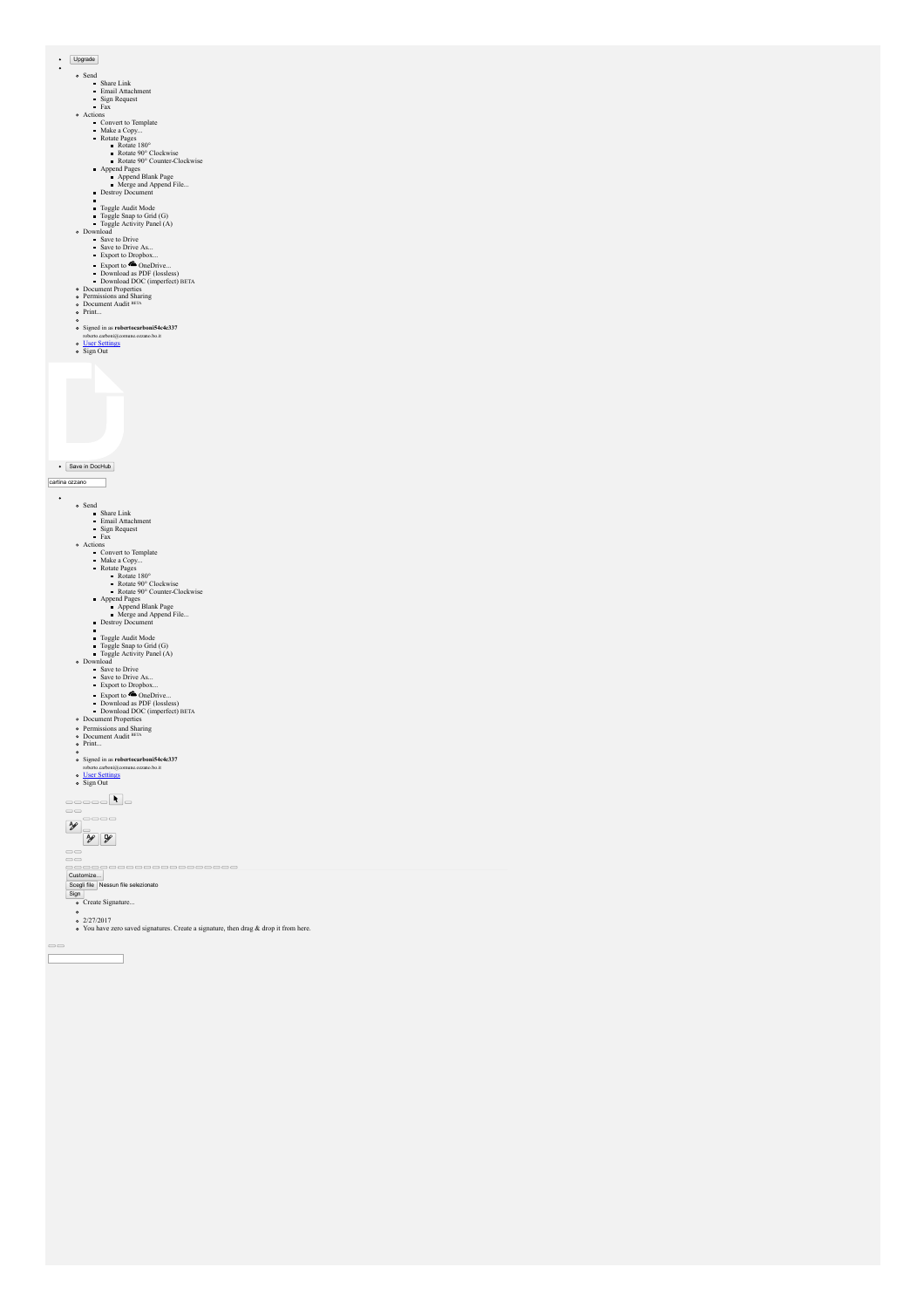- Upgrade
-
  - Send
    - Share Link
    - Email Attachment
    - Sign Request
    - Fax
  - Actions
    - Convert to Template
    - Make a Copy...
    - Rotate Pages
      - Rotate 180°
      - Rotate 90° Clockwise
      - Rotate 90° Counter-Clockwise
    - Append Pages
      - Append Blank Page
      - Merge and Append File...
    - Destroy Document
    -
    - Toggle Audit Mode
    - Toggle Snap to Grid (G)
    - Toggle Activity Panel (A)
  - Download
    - Save to Drive
    - Save to Drive As...
    - Export to Dropbox...
    - Export to OneDrive...
    - Download as PDF (lossless)
    - Download DOC (imperfect) BETA
  - Document Properties
  - Permissions and Sharing
  - Document Audit BETA
  - Print...
  -
  - Signed in as **robertocarboni54c4c337**
    roberto.carboni@comune.ozzano.bo.it
  - User Settings
  - Sign Out

- Save in DocHub

cartina ozzano

-
  - Send
    - Share Link
    - Email Attachment
    - Sign Request
    - Fax
  - Actions
    - Convert to Template
    - Make a Copy...
    - Rotate Pages
      - Rotate 180°
      - Rotate 90° Clockwise
      - Rotate 90° Counter-Clockwise
    - Append Pages
      - Append Blank Page
      - Merge and Append File...
    - Destroy Document
    -
    - Toggle Audit Mode
    - Toggle Snap to Grid (G)
    - Toggle Activity Panel (A)
  - Download
    - Save to Drive
    - Save to Drive As...
    - Export to Dropbox...
    - Export to OneDrive...
    - Download as PDF (lossless)
    - Download DOC (imperfect) BETA
  - Document Properties
  - Permissions and Sharing
  - Document Audit BETA
  - Print...
  -
  - Signed in as **robertocarboni54c4c337**
    roberto.carboni@comune.ozzano.bo.it
  - User Settings
  - Sign Out

Customize...

Scegli file Nessun file selezionato

Sign

- Create Signature...
-
- 2/27/2017
- You have zero saved signatures. Create a signature, then drag & drop it from here.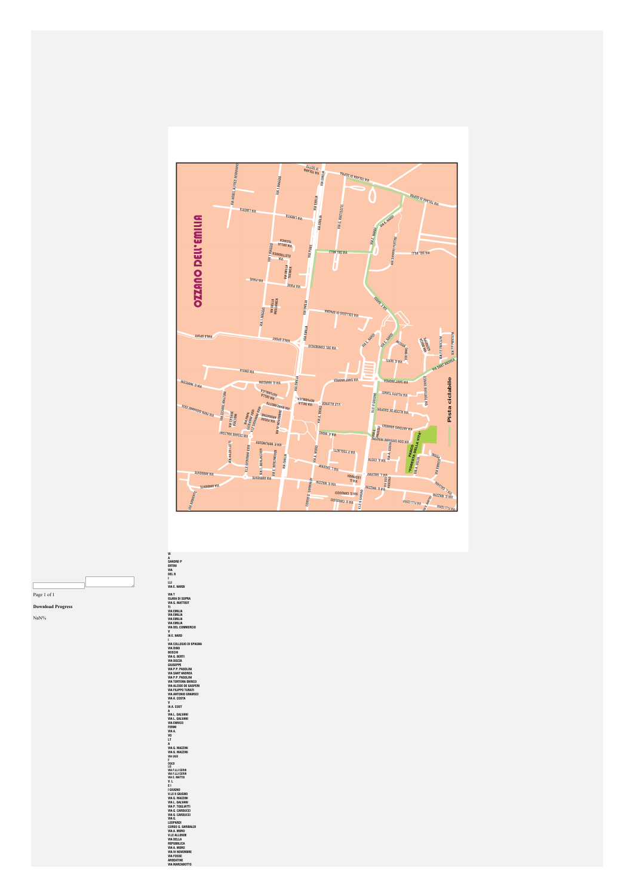Page 1 of 1

**Download Progress**

NaN%

VI
A
SANDRO P
ERTINI
VIA
DEL B
I
LLI
VIA E. NARDI

VIA T
OLARA DI SOPRA
VIA G. MATTEOT
TI
VIA EMILIA
VIA EMILIA
VIA EMILIA
VIA EMILIA
VIA DEL COMMERCIO
V
IA E. NARD
I
VIA COLLEGIO DI SPAGNA
VIA DINO
BOSCHI
VIA G. BERTI
VIA DOZZA
GIUSEPPE
VIA P.P. PASOLINI
VIA SANT'ANDREA
VIA P.P. PASOLINI
VIA TORTORA ENRICO
VIA ALCIDE DE GASPERI
VIA FILIPPO TURATI
VIA ANTONIO GRAMSCI
VIA A. COSTA
V
IA A. COST
A
VIA L. GALVANI
VIA L. GALVANI
VIA ENRICO
FERMI
VIA A.
VO
LT
A
VIA G. MAZZINI
VIA G. MAZZINI
VIA UGO
F
OSCO
LO
VIA F.LLI CERVI
VIA F.LLI CERVI
VIA E. MATTEI
V. L
E I
I GIUGNO
V.LE II GIUGNO
VIA G. MAZZINI
VIA L. GALVANI
VIA P. TOGLIATTI
VIA G. CARDUCCI
VIA G. CARDUCCI
VIA G.
LEOPARDI
CORSO G. GARIBALDI
VIA A. MORO
V.LE ALLENDE
VIA DELLA
REPUBBLICA
VIA A. MORO
VIA IV NOVEMBRE
VIA FOSSE
ARDEATINE
VIA MARZABOTTO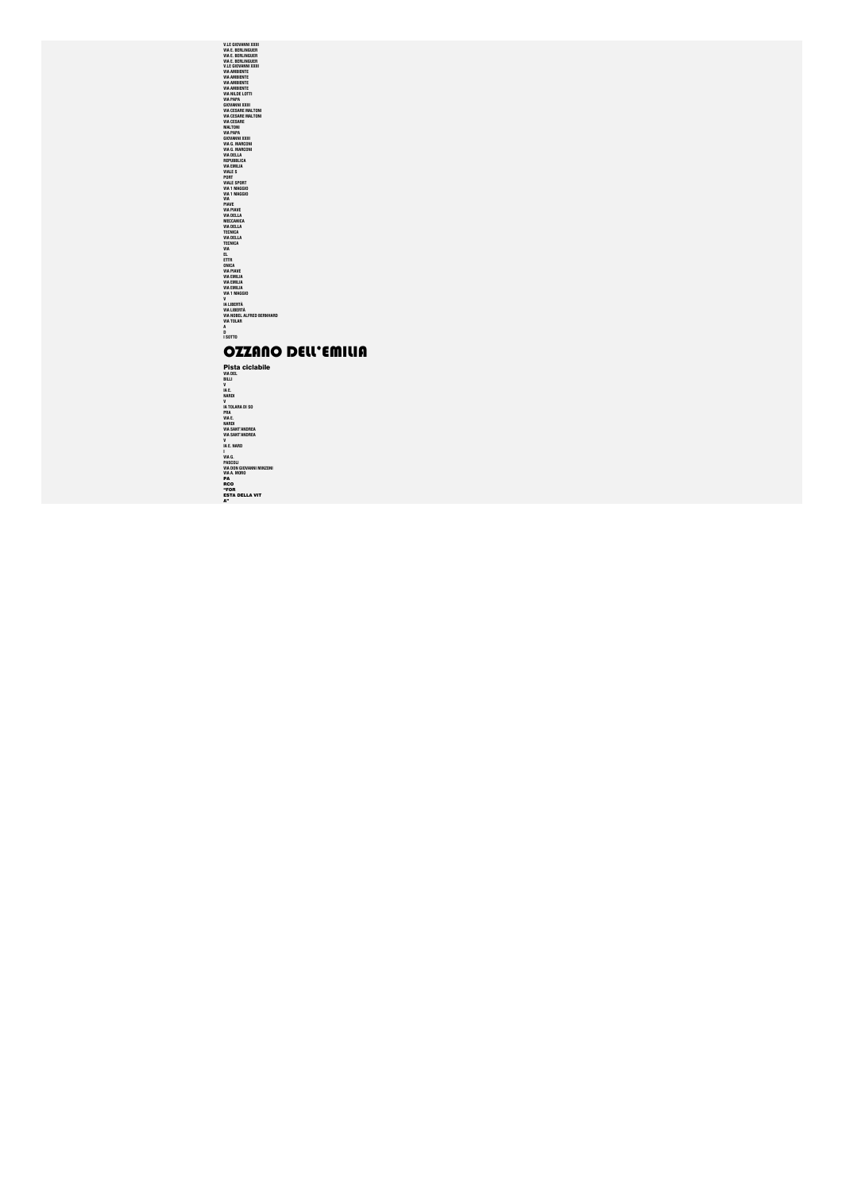V.LE GIOVANNI XXIII
VIA E. BERLINGUER
VIA E. BERLINGUER
VIA E. BERLINGUER
V.LE GIOVANNI XXIII
VIA AMBIENTE
VIA AMBIENTE
VIA AMBIENTE
VIA AMBIENTE
VIA NILDE LOTTI
VIA PAPA
GIOVANNI XXIII
VIA CESARE MALTONI
VIA CESARE MALTONI
VIA CESARE
MALTONI
VIA PAPA
GIOVANNI XXIII
VIA G. MARCONI
VIA G. MARCONI
VIA DELLA
REPUBBLICA
VIA EMILIA
VIALE S
PORT
VIALE SPORT
VIA 1 MAGGIO
VIA 1 MAGGIO
VIA
PIAVE
VIA PIAVE
VIA DELLA
MECCANICA
VIA DELLA
TECNICA
VIA DELLA
TECNICA
VIA
EL
ETTR
ONICA
VIA PIAVE
VIA EMILIA
VIA EMILIA
VIA EMILIA
VIA 1 MAGGIO
V
IA LIBERTÀ
VIA LIBERTÀ
VIA NOBEL ALFRED BERNHARD
VIA TOLAR
A
D
I SOTTO

# OZZANO DELL'EMILIA

**Pista ciclabile**

VIA DEL
BILLI
V
IA E.
NARDI
V
IA TOLARA DI SO
PRA
VIA E.
NARDI
VIA SANT'ANDREA
VIA SANT'ANDREA
V
IA E. NARD
I
VIA G.
PASCOLI
VIA DON GIOVANNI MINZONI
VIA A. MORO
PA
RCO
"FOR
ESTA DELLA VIT
A"